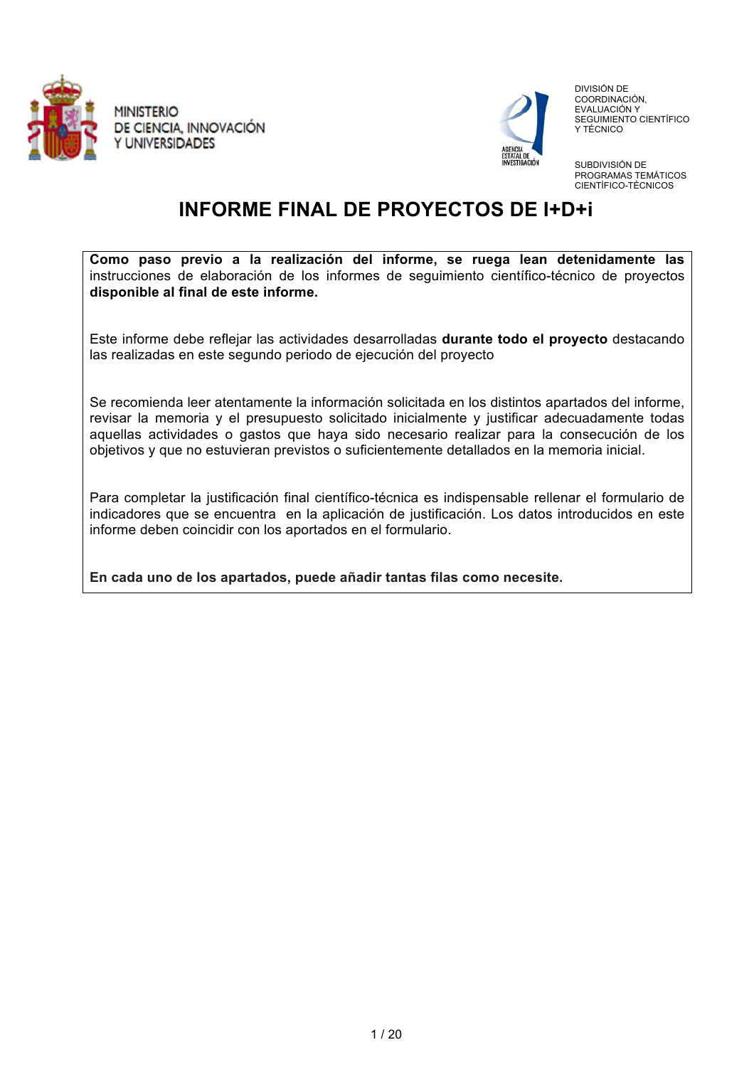MINISTERIO
DE CIENCIA, INNOVACIÓN
Y UNIVERSIDADES

AGENCIA ESTATAL DE INVESTIGACIÓN

DIVISIÓN DE COORDINACIÓN, EVALUACIÓN Y SEGUIMIENTO CIENTÍFICO Y TÉCNICO

SUBDIVISIÓN DE PROGRAMAS TEMÁTICOS CIENTÍFICO-TÉCNICOS

# INFORME FINAL DE PROYECTOS DE I+D+i

**Como paso previo a la realización del informe, se ruega lean detenidamente las** instrucciones de elaboración de los informes de seguimiento científico-técnico de proyectos **disponible al final de este informe.**

Este informe debe reflejar las actividades desarrolladas **durante todo el proyecto** destacando las realizadas en este segundo periodo de ejecución del proyecto

Se recomienda leer atentamente la información solicitada en los distintos apartados del informe, revisar la memoria y el presupuesto solicitado inicialmente y justificar adecuadamente todas aquellas actividades o gastos que haya sido necesario realizar para la consecución de los objetivos y que no estuvieran previstos o suficientemente detallados en la memoria inicial.

Para completar la justificación final científico-técnica es indispensable rellenar el formulario de indicadores que se encuentra en la aplicación de justificación. Los datos introducidos en este informe deben coincidir con los aportados en el formulario.

**En cada uno de los apartados, puede añadir tantas filas como necesite.**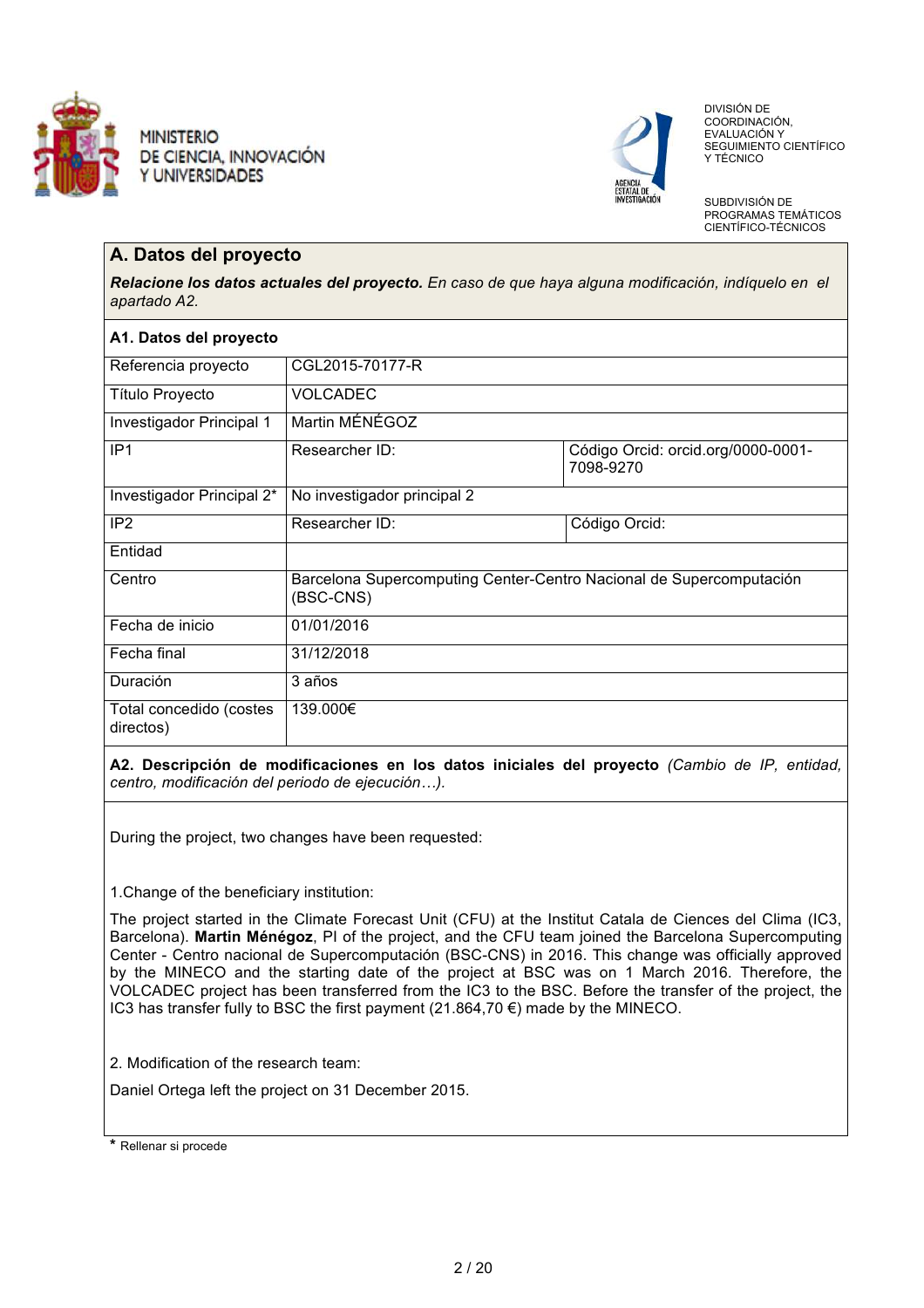MINISTERIO DE CIENCIA, INNOVACIÓN Y UNIVERSIDADES

AGENCIA ESTATAL DE INVESTIGACIÓN

DIVISIÓN DE COORDINACIÓN, EVALUACIÓN Y SEGUIMIENTO CIENTÍFICO Y TÉCNICO

SUBDIVISIÓN DE PROGRAMAS TEMÁTICOS CIENTÍFICO-TÉCNICOS

## A. Datos del proyecto

***Relacione los datos actuales del proyecto.*** *En caso de que haya alguna modificación, indíquelo en el apartado A2.*

### A1. Datos del proyecto

| Referencia proyecto | CGL2015-70177-R | |
|---|---|---|
| Título Proyecto | VOLCADEC | |
| Investigador Principal 1 | Martin MÉNÉGOZ | |
| IP1 | Researcher ID: | Código Orcid: orcid.org/0000-0001-7098-9270 |
| Investigador Principal 2* | No investigador principal 2 | |
| IP2 | Researcher ID: | Código Orcid: |
| Entidad | | |
| Centro | Barcelona Supercomputing Center-Centro Nacional de Supercomputación (BSC-CNS) | |
| Fecha de inicio | 01/01/2016 | |
| Fecha final | 31/12/2018 | |
| Duración | 3 años | |
| Total concedido (costes directos) | 139.000€ | |

**A2. Descripción de modificaciones en los datos iniciales del proyecto** *(Cambio de IP, entidad, centro, modificación del periodo de ejecución…).*

During the project, two changes have been requested:

1.Change of the beneficiary institution:

The project started in the Climate Forecast Unit (CFU) at the Institut Catala de Ciences del Clima (IC3, Barcelona). **Martin Ménégoz**, PI of the project, and the CFU team joined the Barcelona Supercomputing Center - Centro nacional de Supercomputación (BSC-CNS) in 2016. This change was officially approved by the MINECO and the starting date of the project at BSC was on 1 March 2016. Therefore, the VOLCADEC project has been transferred from the IC3 to the BSC. Before the transfer of the project, the IC3 has transfer fully to BSC the first payment (21.864,70 €) made by the MINECO.

2. Modification of the research team:

Daniel Ortega left the project on 31 December 2015.

\* Rellenar si procede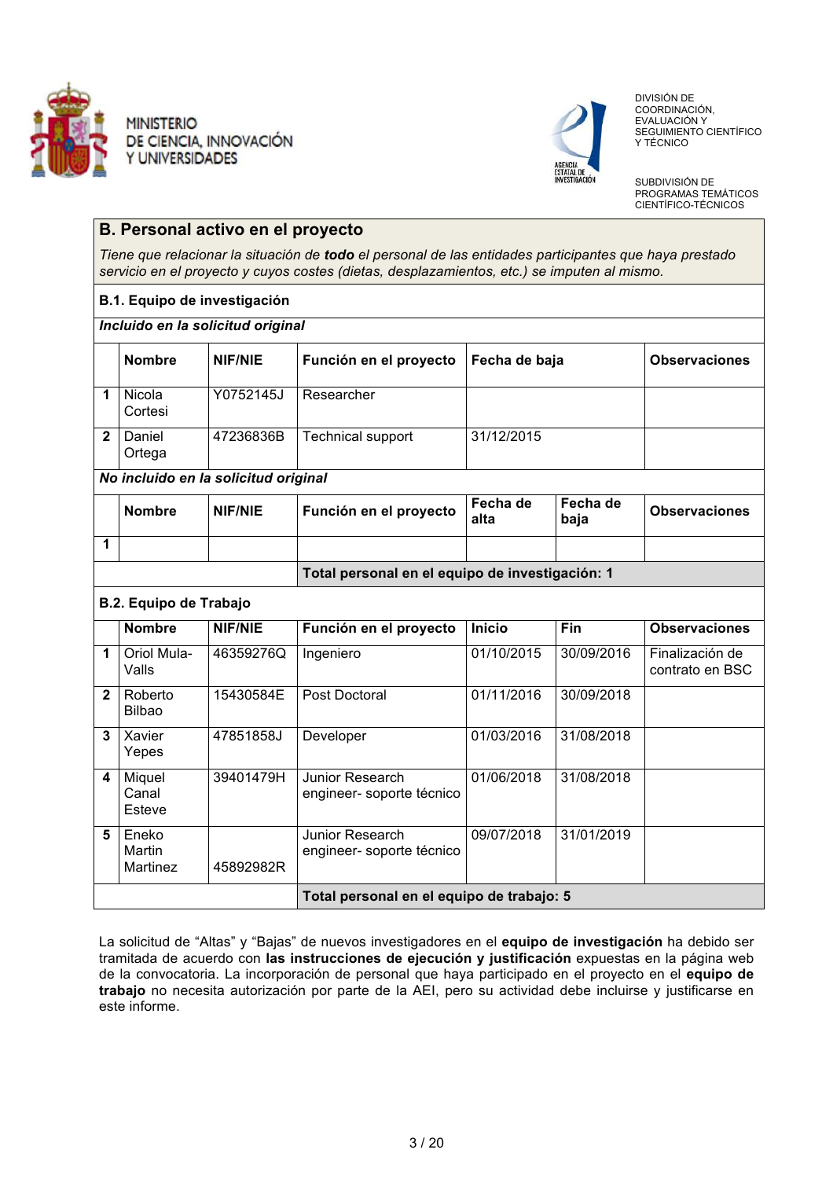MINISTERIO DE CIENCIA, INNOVACIÓN Y UNIVERSIDADES

DIVISIÓN DE COORDINACIÓN, EVALUACIÓN Y SEGUIMIENTO CIENTÍFICO Y TÉCNICO

SUBDIVISIÓN DE PROGRAMAS TEMÁTICOS CIENTÍFICO-TÉCNICOS

## B. Personal activo en el proyecto

*Tiene que relacionar la situación de **todo** el personal de las entidades participantes que haya prestado servicio en el proyecto y cuyos costes (dietas, desplazamientos, etc.) se imputen al mismo.*

### B.1. Equipo de investigación

***Incluido en la solicitud original***

| | Nombre | NIF/NIE | Función en el proyecto | Fecha de baja | Observaciones |
|---|---|---|---|---|---|
| **1** | Nicola Cortesi | Y0752145J | Researcher | | |
| **2** | Daniel Ortega | 47236836B | Technical support | 31/12/2015 | |

***No incluido en la solicitud original***

| | Nombre | NIF/NIE | Función en el proyecto | Fecha de alta | Fecha de baja | Observaciones |
|---|---|---|---|---|---|---|
| **1** | | | | | | |
| | | | **Total personal en el equipo de investigación: 1** | | | |

### B.2. Equipo de Trabajo

| | Nombre | NIF/NIE | Función en el proyecto | Inicio | Fin | Observaciones |
|---|---|---|---|---|---|---|
| **1** | Oriol Mula-Valls | 46359276Q | Ingeniero | 01/10/2015 | 30/09/2016 | Finalización de contrato en BSC |
| **2** | Roberto Bilbao | 15430584E | Post Doctoral | 01/11/2016 | 30/09/2018 | |
| **3** | Xavier Yepes | 47851858J | Developer | 01/03/2016 | 31/08/2018 | |
| **4** | Miquel Canal Esteve | 39401479H | Junior Research engineer- soporte técnico | 01/06/2018 | 31/08/2018 | |
| **5** | Eneko Martin Martinez | 45892982R | Junior Research engineer- soporte técnico | 09/07/2018 | 31/01/2019 | |
| | | | **Total personal en el equipo de trabajo: 5** | | | |

La solicitud de "Altas" y "Bajas" de nuevos investigadores en el **equipo de investigación** ha debido ser tramitada de acuerdo con **las instrucciones de ejecución y justificación** expuestas en la página web de la convocatoria. La incorporación de personal que haya participado en el proyecto en el **equipo de trabajo** no necesita autorización por parte de la AEI, pero su actividad debe incluirse y justificarse en este informe.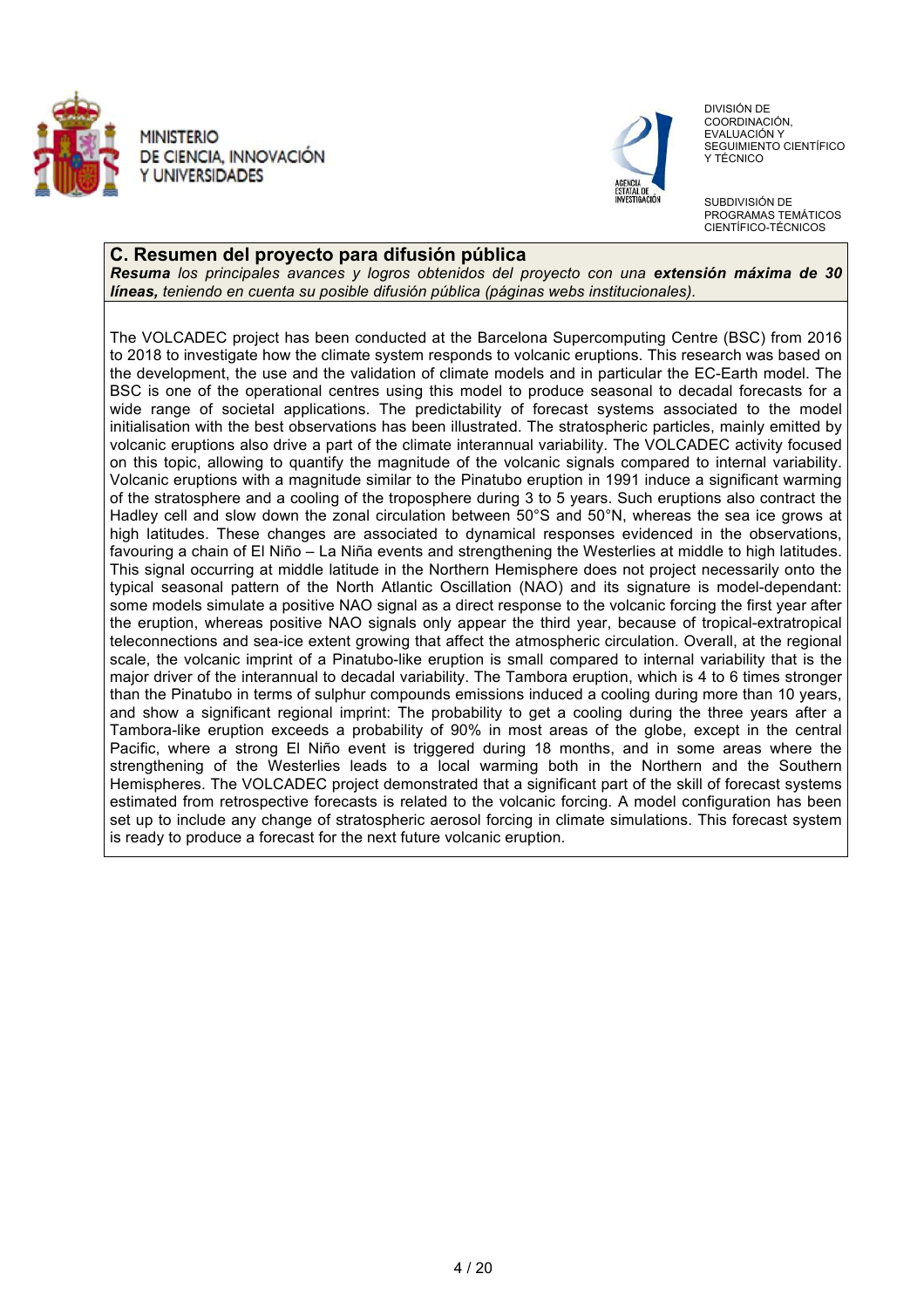## C. Resumen del proyecto para difusión pública

***Resuma*** *los principales avances y logros obtenidos del proyecto con una* ***extensión máxima de 30 líneas,*** *teniendo en cuenta su posible difusión pública (páginas webs institucionales).*

The VOLCADEC project has been conducted at the Barcelona Supercomputing Centre (BSC) from 2016 to 2018 to investigate how the climate system responds to volcanic eruptions. This research was based on the development, the use and the validation of climate models and in particular the EC-Earth model. The BSC is one of the operational centres using this model to produce seasonal to decadal forecasts for a wide range of societal applications. The predictability of forecast systems associated to the model initialisation with the best observations has been illustrated. The stratospheric particles, mainly emitted by volcanic eruptions also drive a part of the climate interannual variability. The VOLCADEC activity focused on this topic, allowing to quantify the magnitude of the volcanic signals compared to internal variability. Volcanic eruptions with a magnitude similar to the Pinatubo eruption in 1991 induce a significant warming of the stratosphere and a cooling of the troposphere during 3 to 5 years. Such eruptions also contract the Hadley cell and slow down the zonal circulation between 50°S and 50°N, whereas the sea ice grows at high latitudes. These changes are associated to dynamical responses evidenced in the observations, favouring a chain of El Niño – La Niña events and strengthening the Westerlies at middle to high latitudes. This signal occurring at middle latitude in the Northern Hemisphere does not project necessarily onto the typical seasonal pattern of the North Atlantic Oscillation (NAO) and its signature is model-dependant: some models simulate a positive NAO signal as a direct response to the volcanic forcing the first year after the eruption, whereas positive NAO signals only appear the third year, because of tropical-extratropical teleconnections and sea-ice extent growing that affect the atmospheric circulation. Overall, at the regional scale, the volcanic imprint of a Pinatubo-like eruption is small compared to internal variability that is the major driver of the interannual to decadal variability. The Tambora eruption, which is 4 to 6 times stronger than the Pinatubo in terms of sulphur compounds emissions induced a cooling during more than 10 years, and show a significant regional imprint: The probability to get a cooling during the three years after a Tambora-like eruption exceeds a probability of 90% in most areas of the globe, except in the central Pacific, where a strong El Niño event is triggered during 18 months, and in some areas where the strengthening of the Westerlies leads to a local warming both in the Northern and the Southern Hemispheres. The VOLCADEC project demonstrated that a significant part of the skill of forecast systems estimated from retrospective forecasts is related to the volcanic forcing. A model configuration has been set up to include any change of stratospheric aerosol forcing in climate simulations. This forecast system is ready to produce a forecast for the next future volcanic eruption.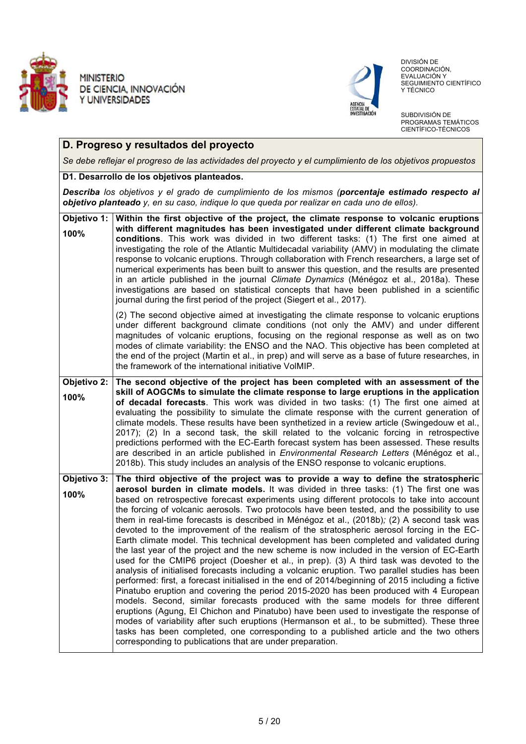## D. Progreso y resultados del proyecto

*Se debe reflejar el progreso de las actividades del proyecto y el cumplimiento de los objetivos propuestos*

### D1. Desarrollo de los objetivos planteados.

***Describa** los objetivos y el grado de cumplimiento de los mismos (**porcentaje estimado respecto al objetivo planteado** y, en su caso, indique lo que queda por realizar en cada uno de ellos).*

| | |
|---|---|
| **Objetivo 1:** **100%** | **Within the first objective of the project, the climate response to volcanic eruptions with different magnitudes has been investigated under different climate background conditions**. This work was divided in two different tasks: (1) The first one aimed at investigating the role of the Atlantic Multidecadal variability (AMV) in modulating the climate response to volcanic eruptions. Through collaboration with French researchers, a large set of numerical experiments has been built to answer this question, and the results are presented in an article published in the journal *Climate Dynamics* (Ménégoz et al., 2018a). These investigations are based on statistical concepts that have been published in a scientific journal during the first period of the project (Siegert et al., 2017).<br><br>(2) The second objective aimed at investigating the climate response to volcanic eruptions under different background climate conditions (not only the AMV) and under different magnitudes of volcanic eruptions, focusing on the regional response as well as on two modes of climate variability: the ENSO and the NAO. This objective has been completed at the end of the project (Martin et al., in prep) and will serve as a base of future researches, in the framework of the international initiative VolMIP. |
| **Objetivo 2:** **100%** | **The second objective of the project has been completed with an assessment of the skill of AOGCMs to simulate the climate response to large eruptions in the application of decadal forecasts**. This work was divided in two tasks: (1) The first one aimed at evaluating the possibility to simulate the climate response with the current generation of climate models. These results have been synthetized in a review article (Swingedouw et al., 2017); (2) In a second task, the skill related to the volcanic forcing in retrospective predictions performed with the EC-Earth forecast system has been assessed. These results are described in an article published in *Environmental Research Letters* (Ménégoz et al., 2018b). This study includes an analysis of the ENSO response to volcanic eruptions. |
| **Objetivo 3:** **100%** | **The third objective of the project was to provide a way to define the stratospheric aerosol burden in climate models.** It was divided in three tasks: (1) The first one was based on retrospective forecast experiments using different protocols to take into account the forcing of volcanic aerosols. Two protocols have been tested, and the possibility to use them in real-time forecasts is described in Ménégoz et al., (2018b)*;* (2) A second task was devoted to the improvement of the realism of the stratospheric aerosol forcing in the EC-Earth climate model. This technical development has been completed and validated during the last year of the project and the new scheme is now included in the version of EC-Earth used for the CMIP6 project (Doesher et al., in prep). (3) A third task was devoted to the analysis of initialised forecasts including a volcanic eruption. Two parallel studies has been performed: first, a forecast initialised in the end of 2014/beginning of 2015 including a fictive Pinatubo eruption and covering the period 2015-2020 has been produced with 4 European models. Second, similar forecasts produced with the same models for three different eruptions (Agung, El Chichon and Pinatubo) have been used to investigate the response of modes of variability after such eruptions (Hermanson et al., to be submitted). These three tasks has been completed, one corresponding to a published article and the two others corresponding to publications that are under preparation. |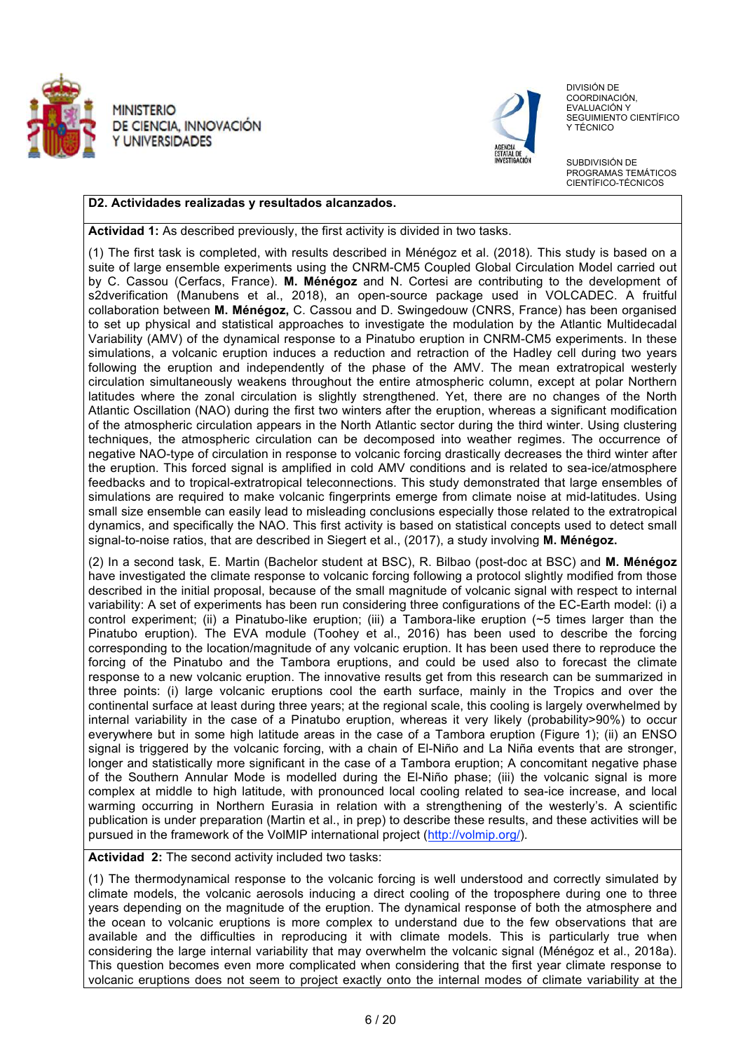**D2. Actividades realizadas y resultados alcanzados.**

**Actividad 1:** As described previously, the first activity is divided in two tasks.

(1) The first task is completed, with results described in Ménégoz et al. (2018). This study is based on a suite of large ensemble experiments using the CNRM-CM5 Coupled Global Circulation Model carried out by C. Cassou (Cerfacs, France). **M. Ménégoz** and N. Cortesi are contributing to the development of s2dverification (Manubens et al., 2018), an open-source package used in VOLCADEC. A fruitful collaboration between **M. Ménégoz,** C. Cassou and D. Swingedouw (CNRS, France) has been organised to set up physical and statistical approaches to investigate the modulation by the Atlantic Multidecadal Variability (AMV) of the dynamical response to a Pinatubo eruption in CNRM-CM5 experiments. In these simulations, a volcanic eruption induces a reduction and retraction of the Hadley cell during two years following the eruption and independently of the phase of the AMV. The mean extratropical westerly circulation simultaneously weakens throughout the entire atmospheric column, except at polar Northern latitudes where the zonal circulation is slightly strengthened. Yet, there are no changes of the North Atlantic Oscillation (NAO) during the first two winters after the eruption, whereas a significant modification of the atmospheric circulation appears in the North Atlantic sector during the third winter. Using clustering techniques, the atmospheric circulation can be decomposed into weather regimes. The occurrence of negative NAO-type of circulation in response to volcanic forcing drastically decreases the third winter after the eruption. This forced signal is amplified in cold AMV conditions and is related to sea-ice/atmosphere feedbacks and to tropical-extratropical teleconnections. This study demonstrated that large ensembles of simulations are required to make volcanic fingerprints emerge from climate noise at mid-latitudes. Using small size ensemble can easily lead to misleading conclusions especially those related to the extratropical dynamics, and specifically the NAO. This first activity is based on statistical concepts used to detect small signal-to-noise ratios, that are described in Siegert et al., (2017), a study involving **M. Ménégoz.**

(2) In a second task, E. Martin (Bachelor student at BSC), R. Bilbao (post-doc at BSC) and **M. Ménégoz** have investigated the climate response to volcanic forcing following a protocol slightly modified from those described in the initial proposal, because of the small magnitude of volcanic signal with respect to internal variability: A set of experiments has been run considering three configurations of the EC-Earth model: (i) a control experiment; (ii) a Pinatubo-like eruption; (iii) a Tambora-like eruption (~5 times larger than the Pinatubo eruption). The EVA module (Toohey et al., 2016) has been used to describe the forcing corresponding to the location/magnitude of any volcanic eruption. It has been used there to reproduce the forcing of the Pinatubo and the Tambora eruptions, and could be used also to forecast the climate response to a new volcanic eruption. The innovative results get from this research can be summarized in three points: (i) large volcanic eruptions cool the earth surface, mainly in the Tropics and over the continental surface at least during three years; at the regional scale, this cooling is largely overwhelmed by internal variability in the case of a Pinatubo eruption, whereas it very likely (probability>90%) to occur everywhere but in some high latitude areas in the case of a Tambora eruption (Figure 1); (ii) an ENSO signal is triggered by the volcanic forcing, with a chain of El-Niño and La Niña events that are stronger, longer and statistically more significant in the case of a Tambora eruption; A concomitant negative phase of the Southern Annular Mode is modelled during the El-Niño phase; (iii) the volcanic signal is more complex at middle to high latitude, with pronounced local cooling related to sea-ice increase, and local warming occurring in Northern Eurasia in relation with a strengthening of the westerly's. A scientific publication is under preparation (Martin et al., in prep) to describe these results, and these activities will be pursued in the framework of the VolMIP international project (http://volmip.org/).

**Actividad 2:** The second activity included two tasks:

(1) The thermodynamical response to the volcanic forcing is well understood and correctly simulated by climate models, the volcanic aerosols inducing a direct cooling of the troposphere during one to three years depending on the magnitude of the eruption. The dynamical response of both the atmosphere and the ocean to volcanic eruptions is more complex to understand due to the few observations that are available and the difficulties in reproducing it with climate models. This is particularly true when considering the large internal variability that may overwhelm the volcanic signal (Ménégoz et al., 2018a). This question becomes even more complicated when considering that the first year climate response to volcanic eruptions does not seem to project exactly onto the internal modes of climate variability at the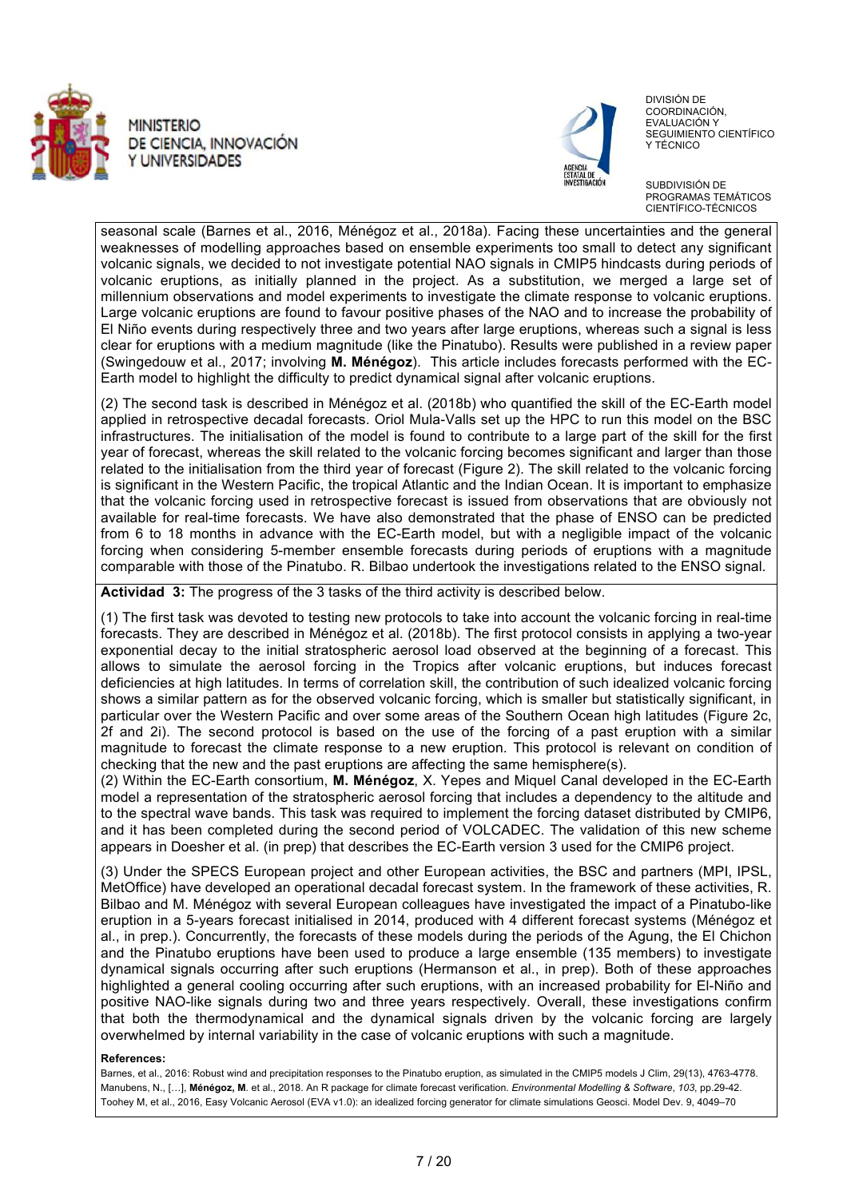seasonal scale (Barnes et al., 2016, Ménégoz et al., 2018a). Facing these uncertainties and the general weaknesses of modelling approaches based on ensemble experiments too small to detect any significant volcanic signals, we decided to not investigate potential NAO signals in CMIP5 hindcasts during periods of volcanic eruptions, as initially planned in the project. As a substitution, we merged a large set of millennium observations and model experiments to investigate the climate response to volcanic eruptions. Large volcanic eruptions are found to favour positive phases of the NAO and to increase the probability of El Niño events during respectively three and two years after large eruptions, whereas such a signal is less clear for eruptions with a medium magnitude (like the Pinatubo). Results were published in a review paper (Swingedouw et al., 2017; involving **M. Ménégoz**). This article includes forecasts performed with the EC-Earth model to highlight the difficulty to predict dynamical signal after volcanic eruptions.

(2) The second task is described in Ménégoz et al. (2018b) who quantified the skill of the EC-Earth model applied in retrospective decadal forecasts. Oriol Mula-Valls set up the HPC to run this model on the BSC infrastructures. The initialisation of the model is found to contribute to a large part of the skill for the first year of forecast, whereas the skill related to the volcanic forcing becomes significant and larger than those related to the initialisation from the third year of forecast (Figure 2). The skill related to the volcanic forcing is significant in the Western Pacific, the tropical Atlantic and the Indian Ocean. It is important to emphasize that the volcanic forcing used in retrospective forecast is issued from observations that are obviously not available for real-time forecasts. We have also demonstrated that the phase of ENSO can be predicted from 6 to 18 months in advance with the EC-Earth model, but with a negligible impact of the volcanic forcing when considering 5-member ensemble forecasts during periods of eruptions with a magnitude comparable with those of the Pinatubo. R. Bilbao undertook the investigations related to the ENSO signal.

**Actividad 3:** The progress of the 3 tasks of the third activity is described below.

(1) The first task was devoted to testing new protocols to take into account the volcanic forcing in real-time forecasts. They are described in Ménégoz et al. (2018b). The first protocol consists in applying a two-year exponential decay to the initial stratospheric aerosol load observed at the beginning of a forecast. This allows to simulate the aerosol forcing in the Tropics after volcanic eruptions, but induces forecast deficiencies at high latitudes. In terms of correlation skill, the contribution of such idealized volcanic forcing shows a similar pattern as for the observed volcanic forcing, which is smaller but statistically significant, in particular over the Western Pacific and over some areas of the Southern Ocean high latitudes (Figure 2c, 2f and 2i). The second protocol is based on the use of the forcing of a past eruption with a similar magnitude to forecast the climate response to a new eruption. This protocol is relevant on condition of checking that the new and the past eruptions are affecting the same hemisphere(s).
(2) Within the EC-Earth consortium, **M. Ménégoz**, X. Yepes and Miquel Canal developed in the EC-Earth model a representation of the stratospheric aerosol forcing that includes a dependency to the altitude and to the spectral wave bands. This task was required to implement the forcing dataset distributed by CMIP6, and it has been completed during the second period of VOLCADEC. The validation of this new scheme appears in Doesher et al. (in prep) that describes the EC-Earth version 3 used for the CMIP6 project.

(3) Under the SPECS European project and other European activities, the BSC and partners (MPI, IPSL, MetOffice) have developed an operational decadal forecast system. In the framework of these activities, R. Bilbao and M. Ménégoz with several European colleagues have investigated the impact of a Pinatubo-like eruption in a 5-years forecast initialised in 2014, produced with 4 different forecast systems (Ménégoz et al., in prep.). Concurrently, the forecasts of these models during the periods of the Agung, the El Chichon and the Pinatubo eruptions have been used to produce a large ensemble (135 members) to investigate dynamical signals occurring after such eruptions (Hermanson et al., in prep). Both of these approaches highlighted a general cooling occurring after such eruptions, with an increased probability for El-Niño and positive NAO-like signals during two and three years respectively. Overall, these investigations confirm that both the thermodynamical and the dynamical signals driven by the volcanic forcing are largely overwhelmed by internal variability in the case of volcanic eruptions with such a magnitude.

**References:**

Barnes, et al., 2016: Robust wind and precipitation responses to the Pinatubo eruption, as simulated in the CMIP5 models J Clim, 29(13), 4763-4778.
Manubens, N., […], **Ménégoz, M**. et al., 2018. An R package for climate forecast verification. *Environmental Modelling & Software*, *103*, pp.29-42.
Toohey M, et al., 2016, Easy Volcanic Aerosol (EVA v1.0): an idealized forcing generator for climate simulations Geosci. Model Dev. 9, 4049–70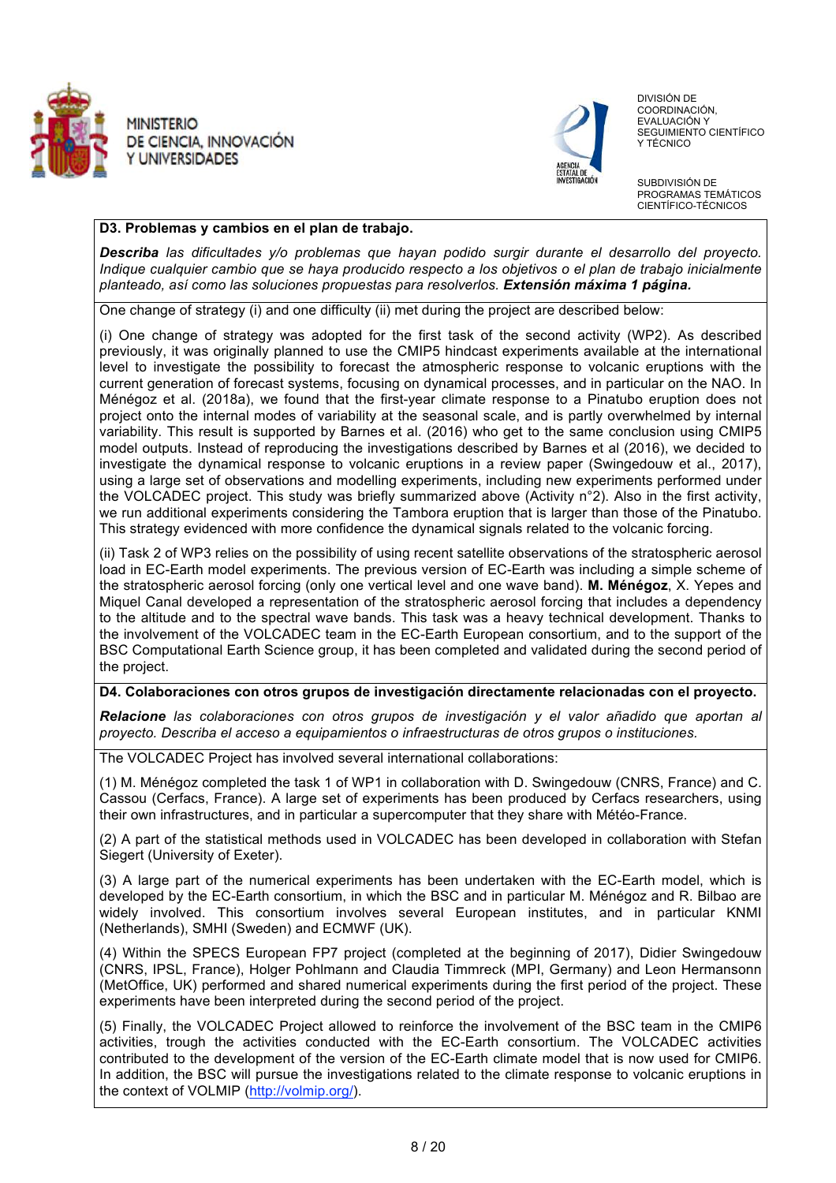**D3. Problemas y cambios en el plan de trabajo.**

***Describa*** *las dificultades y/o problemas que hayan podido surgir durante el desarrollo del proyecto. Indique cualquier cambio que se haya producido respecto a los objetivos o el plan de trabajo inicialmente planteado, así como las soluciones propuestas para resolverlos.* ***Extensión máxima 1 página.***

One change of strategy (i) and one difficulty (ii) met during the project are described below:

(i) One change of strategy was adopted for the first task of the second activity (WP2). As described previously, it was originally planned to use the CMIP5 hindcast experiments available at the international level to investigate the possibility to forecast the atmospheric response to volcanic eruptions with the current generation of forecast systems, focusing on dynamical processes, and in particular on the NAO. In Ménégoz et al. (2018a), we found that the first-year climate response to a Pinatubo eruption does not project onto the internal modes of variability at the seasonal scale, and is partly overwhelmed by internal variability. This result is supported by Barnes et al. (2016) who get to the same conclusion using CMIP5 model outputs. Instead of reproducing the investigations described by Barnes et al (2016), we decided to investigate the dynamical response to volcanic eruptions in a review paper (Swingedouw et al., 2017), using a large set of observations and modelling experiments, including new experiments performed under the VOLCADEC project. This study was briefly summarized above (Activity n°2). Also in the first activity, we run additional experiments considering the Tambora eruption that is larger than those of the Pinatubo. This strategy evidenced with more confidence the dynamical signals related to the volcanic forcing.

(ii) Task 2 of WP3 relies on the possibility of using recent satellite observations of the stratospheric aerosol load in EC-Earth model experiments. The previous version of EC-Earth was including a simple scheme of the stratospheric aerosol forcing (only one vertical level and one wave band). **M. Ménégoz**, X. Yepes and Miquel Canal developed a representation of the stratospheric aerosol forcing that includes a dependency to the altitude and to the spectral wave bands. This task was a heavy technical development. Thanks to the involvement of the VOLCADEC team in the EC-Earth European consortium, and to the support of the BSC Computational Earth Science group, it has been completed and validated during the second period of the project.

**D4. Colaboraciones con otros grupos de investigación directamente relacionadas con el proyecto.**

***Relacione*** *las colaboraciones con otros grupos de investigación y el valor añadido que aportan al proyecto. Describa el acceso a equipamientos o infraestructuras de otros grupos o instituciones.*

The VOLCADEC Project has involved several international collaborations:

(1) M. Ménégoz completed the task 1 of WP1 in collaboration with D. Swingedouw (CNRS, France) and C. Cassou (Cerfacs, France). A large set of experiments has been produced by Cerfacs researchers, using their own infrastructures, and in particular a supercomputer that they share with Météo-France.

(2) A part of the statistical methods used in VOLCADEC has been developed in collaboration with Stefan Siegert (University of Exeter).

(3) A large part of the numerical experiments has been undertaken with the EC-Earth model, which is developed by the EC-Earth consortium, in which the BSC and in particular M. Ménégoz and R. Bilbao are widely involved. This consortium involves several European institutes, and in particular KNMI (Netherlands), SMHI (Sweden) and ECMWF (UK).

(4) Within the SPECS European FP7 project (completed at the beginning of 2017), Didier Swingedouw (CNRS, IPSL, France), Holger Pohlmann and Claudia Timmreck (MPI, Germany) and Leon Hermansonn (MetOffice, UK) performed and shared numerical experiments during the first period of the project. These experiments have been interpreted during the second period of the project.

(5) Finally, the VOLCADEC Project allowed to reinforce the involvement of the BSC team in the CMIP6 activities, trough the activities conducted with the EC-Earth consortium. The VOLCADEC activities contributed to the development of the version of the EC-Earth climate model that is now used for CMIP6. In addition, the BSC will pursue the investigations related to the climate response to volcanic eruptions in the context of VOLMIP (http://volmip.org/).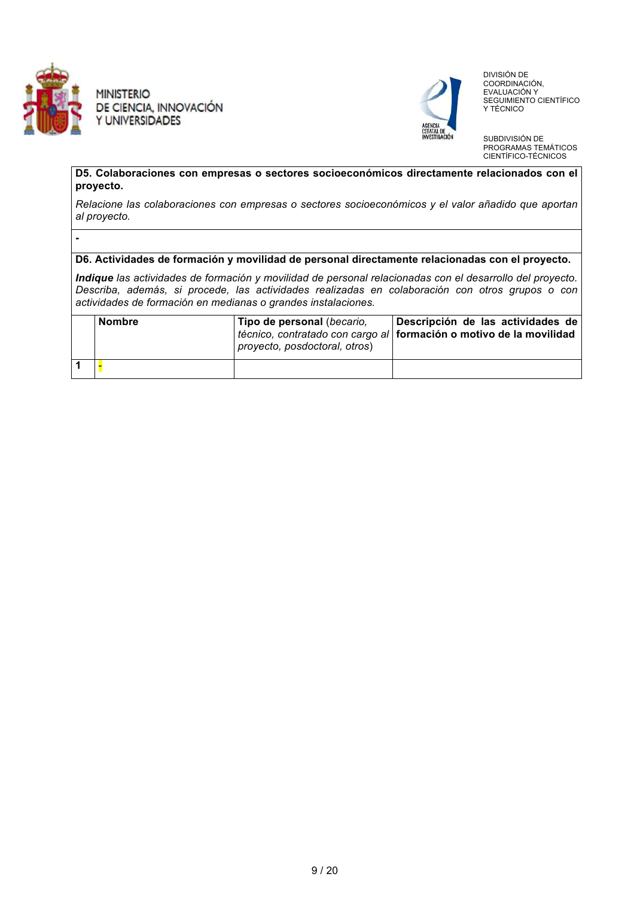**D5. Colaboraciones con empresas o sectores socioeconómicos directamente relacionados con el proyecto.**

*Relacione las colaboraciones con empresas o sectores socioeconómicos y el valor añadido que aportan al proyecto.*

-

**D6. Actividades de formación y movilidad de personal directamente relacionadas con el proyecto.**

***Indique*** *las actividades de formación y movilidad de personal relacionadas con el desarrollo del proyecto. Describa, además, si procede, las actividades realizadas en colaboración con otros grupos o con actividades de formación en medianas o grandes instalaciones.*

| | Nombre | Tipo de personal (*becario, técnico, contratado con cargo al proyecto, posdoctoral, otros*) | Descripción de las actividades de formación o motivo de la movilidad |
|---|---|---|---|
| 1 | - | | |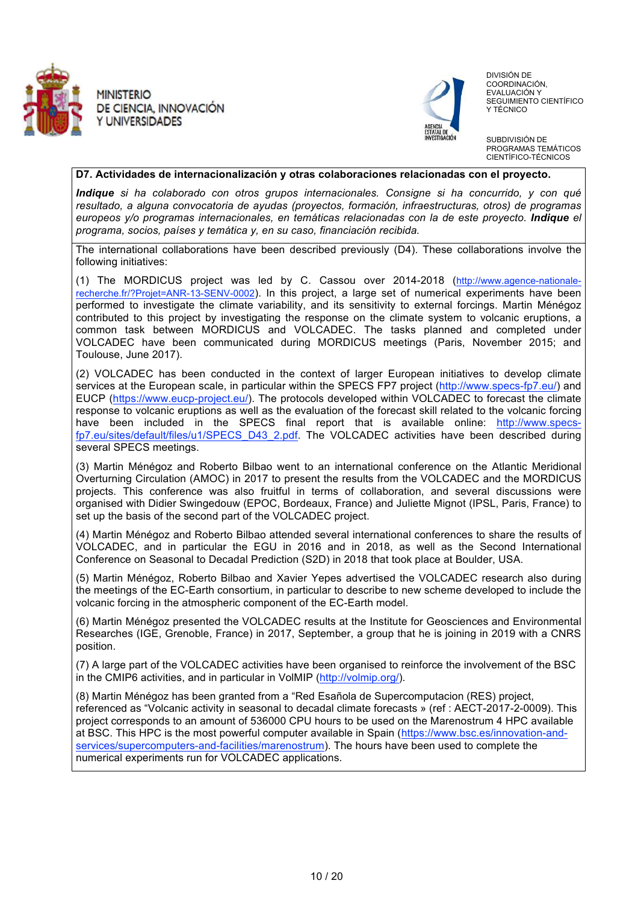**D7. Actividades de internacionalización y otras colaboraciones relacionadas con el proyecto.**

***Indique** si ha colaborado con otros grupos internacionales. Consigne si ha concurrido, y con qué resultado, a alguna convocatoria de ayudas (proyectos, formación, infraestructuras, otros) de programas europeos y/o programas internacionales, en temáticas relacionadas con la de este proyecto. **Indique** el programa, socios, países y temática y, en su caso, financiación recibida.*

The international collaborations have been described previously (D4). These collaborations involve the following initiatives:

(1) The MORDICUS project was led by C. Cassou over 2014-2018 (http://www.agence-nationale-recherche.fr/?Projet=ANR-13-SENV-0002). In this project, a large set of numerical experiments have been performed to investigate the climate variability, and its sensitivity to external forcings. Martin Ménégoz contributed to this project by investigating the response on the climate system to volcanic eruptions, a common task between MORDICUS and VOLCADEC. The tasks planned and completed under VOLCADEC have been communicated during MORDICUS meetings (Paris, November 2015; and Toulouse, June 2017).

(2) VOLCADEC has been conducted in the context of larger European initiatives to develop climate services at the European scale, in particular within the SPECS FP7 project (http://www.specs-fp7.eu/) and EUCP (https://www.eucp-project.eu/). The protocols developed within VOLCADEC to forecast the climate response to volcanic eruptions as well as the evaluation of the forecast skill related to the volcanic forcing have been included in the SPECS final report that is available online: http://www.specs-fp7.eu/sites/default/files/u1/SPECS_D43_2.pdf. The VOLCADEC activities have been described during several SPECS meetings.

(3) Martin Ménégoz and Roberto Bilbao went to an international conference on the Atlantic Meridional Overturning Circulation (AMOC) in 2017 to present the results from the VOLCADEC and the MORDICUS projects. This conference was also fruitful in terms of collaboration, and several discussions were organised with Didier Swingedouw (EPOC, Bordeaux, France) and Juliette Mignot (IPSL, Paris, France) to set up the basis of the second part of the VOLCADEC project.

(4) Martin Ménégoz and Roberto Bilbao attended several international conferences to share the results of VOLCADEC, and in particular the EGU in 2016 and in 2018, as well as the Second International Conference on Seasonal to Decadal Prediction (S2D) in 2018 that took place at Boulder, USA.

(5) Martin Ménégoz, Roberto Bilbao and Xavier Yepes advertised the VOLCADEC research also during the meetings of the EC-Earth consortium, in particular to describe to new scheme developed to include the volcanic forcing in the atmospheric component of the EC-Earth model.

(6) Martin Ménégoz presented the VOLCADEC results at the Institute for Geosciences and Environmental Researches (IGE, Grenoble, France) in 2017, September, a group that he is joining in 2019 with a CNRS position.

(7) A large part of the VOLCADEC activities have been organised to reinforce the involvement of the BSC in the CMIP6 activities, and in particular in VolMIP (http://volmip.org/).

(8) Martin Ménégoz has been granted from a "Red Esañola de Supercomputacion (RES) project, referenced as "Volcanic activity in seasonal to decadal climate forecasts » (ref : AECT-2017-2-0009). This project corresponds to an amount of 536000 CPU hours to be used on the Marenostrum 4 HPC available at BSC. This HPC is the most powerful computer available in Spain (https://www.bsc.es/innovation-and-services/supercomputers-and-facilities/marenostrum). The hours have been used to complete the numerical experiments run for VOLCADEC applications.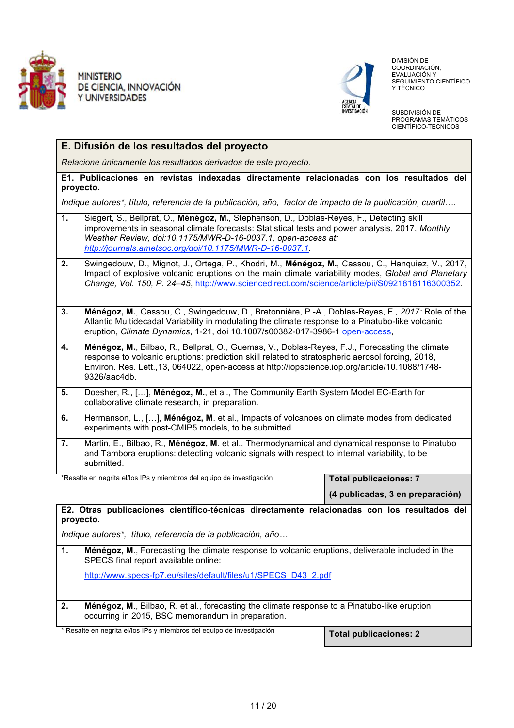MINISTERIO
DE CIENCIA, INNOVACIÓN
Y UNIVERSIDADES

AGENCIA ESTATAL DE INVESTIGACIÓN

DIVISIÓN DE COORDINACIÓN, EVALUACIÓN Y SEGUIMIENTO CIENTÍFICO Y TÉCNICO

SUBDIVISIÓN DE PROGRAMAS TEMÁTICOS CIENTÍFICO-TÉCNICOS

## E. Difusión de los resultados del proyecto

*Relacione únicamente los resultados derivados de este proyecto.*

### E1. Publicaciones en revistas indexadas directamente relacionadas con los resultados del proyecto.

*Indique autores*, título, referencia de la publicación, año, factor de impacto de la publicación, cuartil….*

| | |
|---|---|
| **1.** | Siegert, S., Bellprat, O., **Ménégoz, M.**, Stephenson, D., Doblas-Reyes, F., Detecting skill improvements in seasonal climate forecasts: Statistical tests and power analysis, 2017, *Monthly Weather Review, doi:10.1175/MWR-D-16-0037.1, open-access at: http://journals.ametsoc.org/doi/10.1175/MWR-D-16-0037.1.* |
| **2.** | Swingedouw, D., Mignot, J., Ortega, P., Khodri, M., **Ménégoz, M.**, Cassou, C., Hanquiez, V., 2017, Impact of explosive volcanic eruptions on the main climate variability modes, *Global and Planetary Change, Vol. 150, P. 24–45*, http://www.sciencedirect.com/science/article/pii/S0921818116300352. |
| **3.** | **Ménégoz, M.**, Cassou, C., Swingedouw, D., Bretonnière, P.-A., Doblas-Reyes, F., *2017:* Role of the Atlantic Multidecadal Variability in modulating the climate response to a Pinatubo-like volcanic eruption, *Climate Dynamics*, 1-21, doi 10.1007/s00382-017-3986-1 open-access, |
| **4.** | **Ménégoz, M.**, Bilbao, R., Bellprat, O., Guemas, V., Doblas-Reyes, F.J., Forecasting the climate response to volcanic eruptions: prediction skill related to stratospheric aerosol forcing, 2018, Environ. Res. Lett.,13, 064022, open-access at http://iopscience.iop.org/article/10.1088/1748-9326/aac4db. |
| **5.** | Doesher, R., […], **Ménégoz, M.**, et al., The Community Earth System Model EC-Earth for collaborative climate research, in preparation. |
| **6.** | Hermanson, L., […], **Ménégoz, M**. et al., Impacts of volcanoes on climate modes from dedicated experiments with post-CMIP5 models, to be submitted. |
| **7.** | Martin, E., Bilbao, R., **Ménégoz, M**. et al., Thermodynamical and dynamical response to Pinatubo and Tambora eruptions: detecting volcanic signals with respect to internal variability, to be submitted. |

*Resalte en negrita el/los IPs y miembros del equipo de investigación

**Total publicaciones: 7**

**(4 publicadas, 3 en preparación)**

### E2. Otras publicaciones científico-técnicas directamente relacionadas con los resultados del proyecto.

*Indique autores*, título, referencia de la publicación, año…*

| | |
|---|---|
| **1.** | **Ménégoz, M**., Forecasting the climate response to volcanic eruptions, deliverable included in the SPECS final report available online: http://www.specs-fp7.eu/sites/default/files/u1/SPECS_D43_2.pdf |
| **2.** | **Ménégoz, M**., Bilbao, R. et al., forecasting the climate response to a Pinatubo-like eruption occurring in 2015, BSC memorandum in preparation. |

* Resalte en negrita el/los IPs y miembros del equipo de investigación

**Total publicaciones: 2**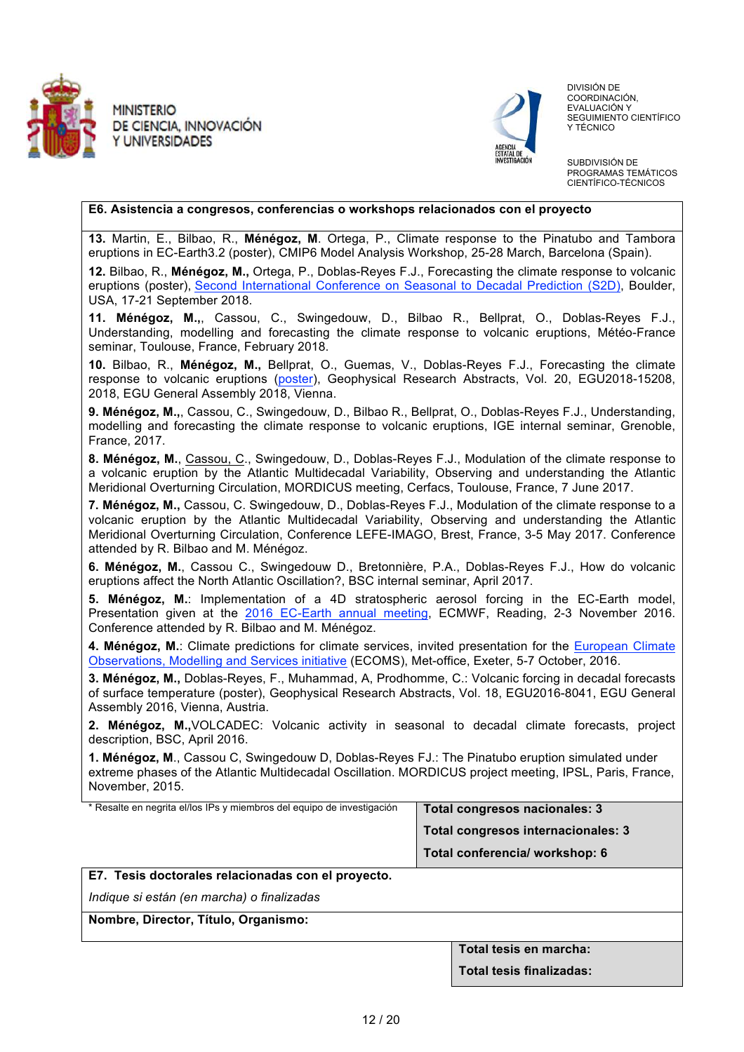MINISTERIO DE CIENCIA, INNOVACIÓN Y UNIVERSIDADES

AGENCIA ESTATAL DE INVESTIGACIÓN

DIVISIÓN DE COORDINACIÓN, EVALUACIÓN Y SEGUIMIENTO CIENTÍFICO Y TÉCNICO

SUBDIVISIÓN DE PROGRAMAS TEMÁTICOS CIENTÍFICO-TÉCNICOS

**E6. Asistencia a congresos, conferencias o workshops relacionados con el proyecto**

**13.** Martin, E., Bilbao, R., **Ménégoz, M**. Ortega, P., Climate response to the Pinatubo and Tambora eruptions in EC-Earth3.2 (poster), CMIP6 Model Analysis Workshop, 25-28 March, Barcelona (Spain).

**12.** Bilbao, R., **Ménégoz, M.,** Ortega, P., Doblas-Reyes F.J., Forecasting the climate response to volcanic eruptions (poster), Second International Conference on Seasonal to Decadal Prediction (S2D), Boulder, USA, 17-21 September 2018.

**11. Ménégoz, M.,**, Cassou, C., Swingedouw, D., Bilbao R., Bellprat, O., Doblas-Reyes F.J., Understanding, modelling and forecasting the climate response to volcanic eruptions, Météo-France seminar, Toulouse, France, February 2018.

**10.** Bilbao, R., **Ménégoz, M.,** Bellprat, O., Guemas, V., Doblas-Reyes F.J., Forecasting the climate response to volcanic eruptions (poster), Geophysical Research Abstracts, Vol. 20, EGU2018-15208, 2018, EGU General Assembly 2018, Vienna.

**9. Ménégoz, M.,**, Cassou, C., Swingedouw, D., Bilbao R., Bellprat, O., Doblas-Reyes F.J., Understanding, modelling and forecasting the climate response to volcanic eruptions, IGE internal seminar, Grenoble, France, 2017.

**8. Ménégoz, M.**, Cassou, C., Swingedouw, D., Doblas-Reyes F.J., Modulation of the climate response to a volcanic eruption by the Atlantic Multidecadal Variability, Observing and understanding the Atlantic Meridional Overturning Circulation, MORDICUS meeting, Cerfacs, Toulouse, France, 7 June 2017.

**7. Ménégoz, M.,** Cassou, C. Swingedouw, D., Doblas-Reyes F.J., Modulation of the climate response to a volcanic eruption by the Atlantic Multidecadal Variability, Observing and understanding the Atlantic Meridional Overturning Circulation, Conference LEFE-IMAGO, Brest, France, 3-5 May 2017. Conference attended by R. Bilbao and M. Ménégoz.

**6. Ménégoz, M.**, Cassou C., Swingedouw D., Bretonnière, P.A., Doblas-Reyes F.J., How do volcanic eruptions affect the North Atlantic Oscillation?, BSC internal seminar, April 2017.

**5. Ménégoz, M.**: Implementation of a 4D stratospheric aerosol forcing in the EC-Earth model, Presentation given at the 2016 EC-Earth annual meeting, ECMWF, Reading, 2-3 November 2016. Conference attended by R. Bilbao and M. Ménégoz.

**4. Ménégoz, M.**: Climate predictions for climate services, invited presentation for the European Climate Observations, Modelling and Services initiative (ECOMS), Met-office, Exeter, 5-7 October, 2016.

**3. Ménégoz, M.,** Doblas-Reyes, F., Muhammad, A, Prodhomme, C.: Volcanic forcing in decadal forecasts of surface temperature (poster), Geophysical Research Abstracts, Vol. 18, EGU2016-8041, EGU General Assembly 2016, Vienna, Austria.

**2. Ménégoz, M.,**VOLCADEC: Volcanic activity in seasonal to decadal climate forecasts, project description, BSC, April 2016.

**1. Ménégoz, M**., Cassou C, Swingedouw D, Doblas-Reyes FJ.: The Pinatubo eruption simulated under extreme phases of the Atlantic Multidecadal Oscillation. MORDICUS project meeting, IPSL, Paris, France, November, 2015.

\* Resalte en negrita el/los IPs y miembros del equipo de investigación

**Total congresos nacionales: 3**

**Total congresos internacionales: 3**

**Total conferencia/ workshop: 6**

**E7. Tesis doctorales relacionadas con el proyecto.**

*Indique si están (en marcha) o finalizadas*

**Nombre, Director, Título, Organismo:**

**Total tesis en marcha:**

**Total tesis finalizadas:**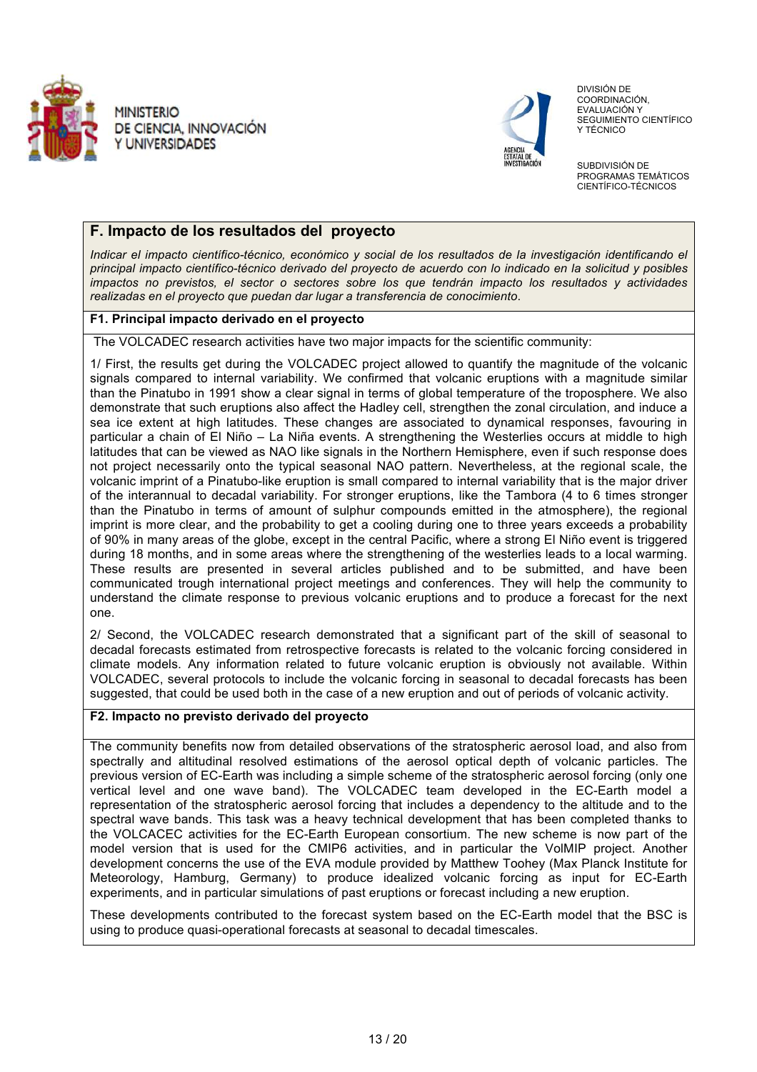## F. Impacto de los resultados del proyecto

*Indicar el impacto científico-técnico, económico y social de los resultados de la investigación identificando el principal impacto científico-técnico derivado del proyecto de acuerdo con lo indicado en la solicitud y posibles impactos no previstos, el sector o sectores sobre los que tendrán impacto los resultados y actividades realizadas en el proyecto que puedan dar lugar a transferencia de conocimiento.*

### F1. Principal impacto derivado en el proyecto

The VOLCADEC research activities have two major impacts for the scientific community:

1/ First, the results get during the VOLCADEC project allowed to quantify the magnitude of the volcanic signals compared to internal variability. We confirmed that volcanic eruptions with a magnitude similar than the Pinatubo in 1991 show a clear signal in terms of global temperature of the troposphere. We also demonstrate that such eruptions also affect the Hadley cell, strengthen the zonal circulation, and induce a sea ice extent at high latitudes. These changes are associated to dynamical responses, favouring in particular a chain of El Niño – La Niña events. A strengthening the Westerlies occurs at middle to high latitudes that can be viewed as NAO like signals in the Northern Hemisphere, even if such response does not project necessarily onto the typical seasonal NAO pattern. Nevertheless, at the regional scale, the volcanic imprint of a Pinatubo-like eruption is small compared to internal variability that is the major driver of the interannual to decadal variability. For stronger eruptions, like the Tambora (4 to 6 times stronger than the Pinatubo in terms of amount of sulphur compounds emitted in the atmosphere), the regional imprint is more clear, and the probability to get a cooling during one to three years exceeds a probability of 90% in many areas of the globe, except in the central Pacific, where a strong El Niño event is triggered during 18 months, and in some areas where the strengthening of the westerlies leads to a local warming. These results are presented in several articles published and to be submitted, and have been communicated trough international project meetings and conferences. They will help the community to understand the climate response to previous volcanic eruptions and to produce a forecast for the next one.

2/ Second, the VOLCADEC research demonstrated that a significant part of the skill of seasonal to decadal forecasts estimated from retrospective forecasts is related to the volcanic forcing considered in climate models. Any information related to future volcanic eruption is obviously not available. Within VOLCADEC, several protocols to include the volcanic forcing in seasonal to decadal forecasts has been suggested, that could be used both in the case of a new eruption and out of periods of volcanic activity.

### F2. Impacto no previsto derivado del proyecto

The community benefits now from detailed observations of the stratospheric aerosol load, and also from spectrally and altitudinal resolved estimations of the aerosol optical depth of volcanic particles. The previous version of EC-Earth was including a simple scheme of the stratospheric aerosol forcing (only one vertical level and one wave band). The VOLCADEC team developed in the EC-Earth model a representation of the stratospheric aerosol forcing that includes a dependency to the altitude and to the spectral wave bands. This task was a heavy technical development that has been completed thanks to the VOLCACEC activities for the EC-Earth European consortium. The new scheme is now part of the model version that is used for the CMIP6 activities, and in particular the VolMIP project. Another development concerns the use of the EVA module provided by Matthew Toohey (Max Planck Institute for Meteorology, Hamburg, Germany) to produce idealized volcanic forcing as input for EC-Earth experiments, and in particular simulations of past eruptions or forecast including a new eruption.

These developments contributed to the forecast system based on the EC-Earth model that the BSC is using to produce quasi-operational forecasts at seasonal to decadal timescales.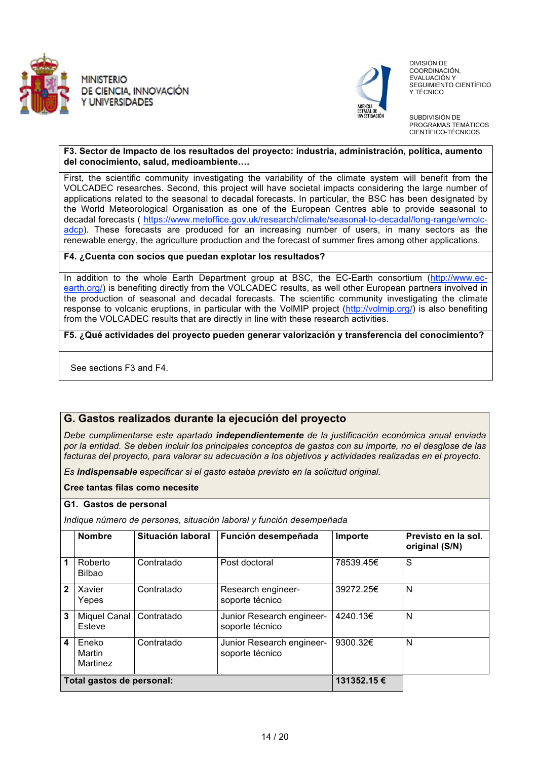**F3. Sector de Impacto de los resultados del proyecto: industria, administración, política, aumento del conocimiento, salud, medioambiente….**

First, the scientific community investigating the variability of the climate system will benefit from the VOLCADEC researches. Second, this project will have societal impacts considering the large number of applications related to the seasonal to decadal forecasts. In particular, the BSC has been designated by the World Meteorological Organisation as one of the European Centres able to provide seasonal to decadal forecasts ( https://www.metoffice.gov.uk/research/climate/seasonal-to-decadal/long-range/wmolc-adcp). These forecasts are produced for an increasing number of users, in many sectors as the renewable energy, the agriculture production and the forecast of summer fires among other applications.

**F4. ¿Cuenta con socios que puedan explotar los resultados?**

In addition to the whole Earth Department group at BSC, the EC-Earth consortium (http://www.ec-earth.org/) is benefiting directly from the VOLCADEC results, as well other European partners involved in the production of seasonal and decadal forecasts. The scientific community investigating the climate response to volcanic eruptions, in particular with the VolMIP project (http://volmip.org/) is also benefiting from the VOLCADEC results that are directly in line with these research activities.

**F5. ¿Qué actividades del proyecto pueden generar valorización y transferencia del conocimiento?**

See sections F3 and F4.

## G. Gastos realizados durante la ejecución del proyecto

*Debe cumplimentarse este apartado* ***independientemente*** *de la justificación económica anual enviada por la entidad. Se deben incluir los principales conceptos de gastos con su importe, no el desglose de las facturas del proyecto, para valorar su adecuación a los objetivos y actividades realizadas en el proyecto.*

*Es* ***indispensable*** *especificar si el gasto estaba previsto en la solicitud original.*

**Cree tantas filas como necesite**

**G1. Gastos de personal**

*Indique número de personas, situación laboral y función desempeñada*

| | Nombre | Situación laboral | Función desempeñada | Importe | Previsto en la sol. original (S/N) |
|---|---|---|---|---|---|
| **1** | Roberto Bilbao | Contratado | Post doctoral | 78539.45€ | S |
| **2** | Xavier Yepes | Contratado | Research engineer- soporte técnico | 39272.25€ | N |
| **3** | Miquel Canal Esteve | Contratado | Junior Research engineer- soporte técnico | 4240.13€ | N |
| **4** | Eneko Martin Martinez | Contratado | Junior Research engineer- soporte técnico | 9300.32€ | N |
| **Total gastos de personal:** | | | | **131352.15 €** | |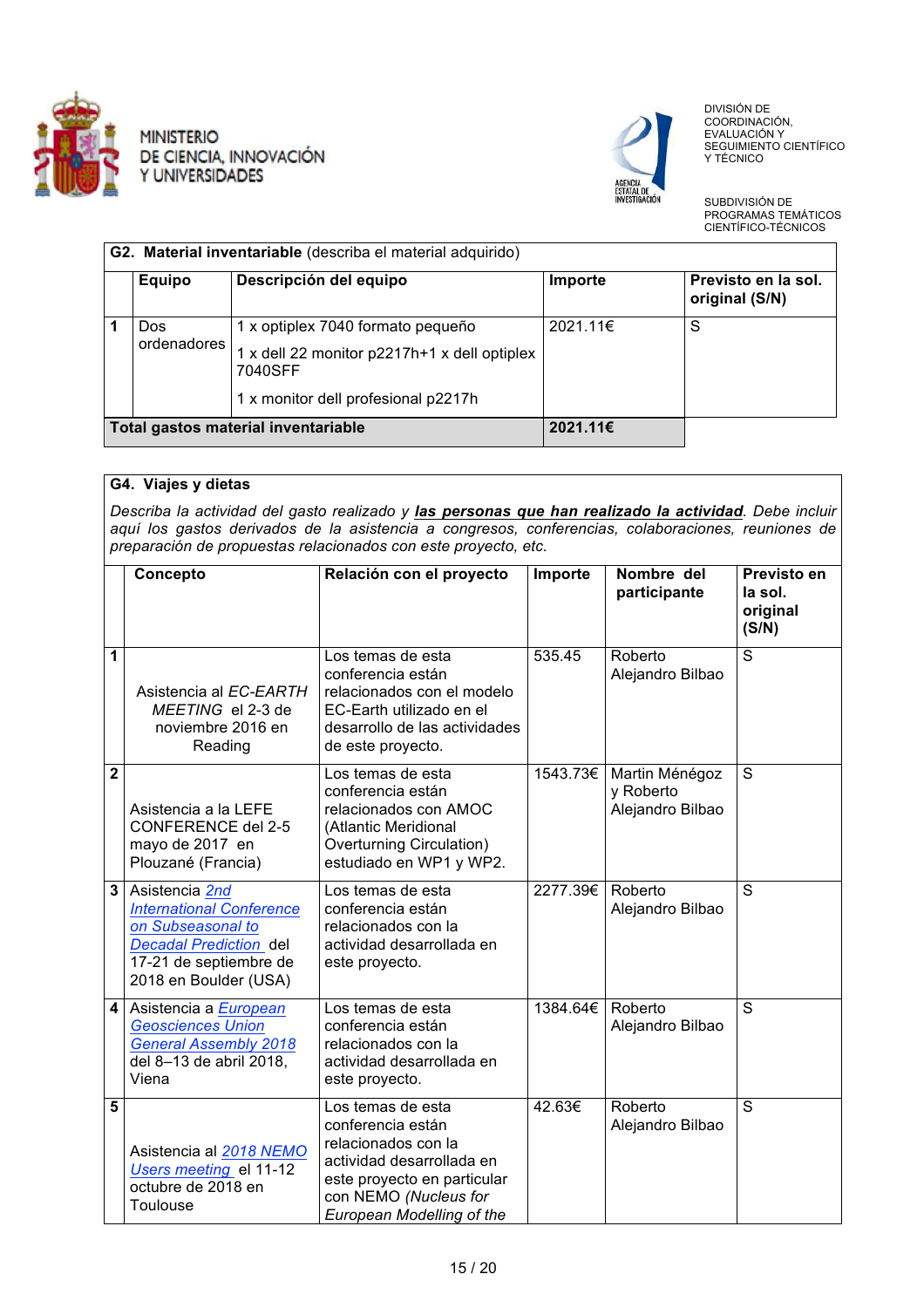MINISTERIO DE CIENCIA, INNOVACIÓN Y UNIVERSIDADES

DIVISIÓN DE COORDINACIÓN, EVALUACIÓN Y SEGUIMIENTO CIENTÍFICO Y TÉCNICO

SUBDIVISIÓN DE PROGRAMAS TEMÁTICOS CIENTÍFICO-TÉCNICOS

| **G2. Material inventariable** (describa el material adquirido) | | | | |
|---|---|---|---|---|
| | **Equipo** | **Descripción del equipo** | **Importe** | **Previsto en la sol. original (S/N)** |
| **1** | Dos ordenadores | 1 x optiplex 7040 formato pequeño<br>1 x dell 22 monitor p2217h+1 x dell optiplex 7040SFF<br>1 x monitor dell profesional p2217h | 2021.11€ | S |
| **Total gastos material inventariable** | | | **2021.11€** | |

**G4. Viajes y dietas**

*Describa la actividad del gasto realizado y **las personas que han realizado la actividad**. Debe incluir aquí los gastos derivados de la asistencia a congresos, conferencias, colaboraciones, reuniones de preparación de propuestas relacionados con este proyecto, etc.*

| | **Concepto** | **Relación con el proyecto** | **Importe** | **Nombre del participante** | **Previsto en la sol. original (S/N)** |
|---|---|---|---|---|---|
| **1** | Asistencia al *EC-EARTH MEETING* el 2-3 de noviembre 2016 en Reading | Los temas de esta conferencia están relacionados con el modelo EC-Earth utilizado en el desarrollo de las actividades de este proyecto. | 535.45 | Roberto Alejandro Bilbao | S |
| **2** | Asistencia a la LEFE CONFERENCE del 2-5 mayo de 2017 en Plouzané (Francia) | Los temas de esta conferencia están relacionados con AMOC (Atlantic Meridional Overturning Circulation) estudiado en WP1 y WP2. | 1543.73€ | Martin Ménégoz y Roberto Alejandro Bilbao | S |
| **3** | Asistencia *2nd International Conference on Subseasonal to Decadal Prediction* del 17-21 de septiembre de 2018 en Boulder (USA) | Los temas de esta conferencia están relacionados con la actividad desarrollada en este proyecto. | 2277.39€ | Roberto Alejandro Bilbao | S |
| **4** | Asistencia a *European Geosciences Union General Assembly 2018* del 8–13 de abril 2018, Viena | Los temas de esta conferencia están relacionados con la actividad desarrollada en este proyecto. | 1384.64€ | Roberto Alejandro Bilbao | S |
| **5** | Asistencia al *2018 NEMO Users meeting* el 11-12 octubre de 2018 en Toulouse | Los temas de esta conferencia están relacionados con la actividad desarrollada en este proyecto en particular con NEMO *(Nucleus for European Modelling of the* | 42.63€ | Roberto Alejandro Bilbao | S |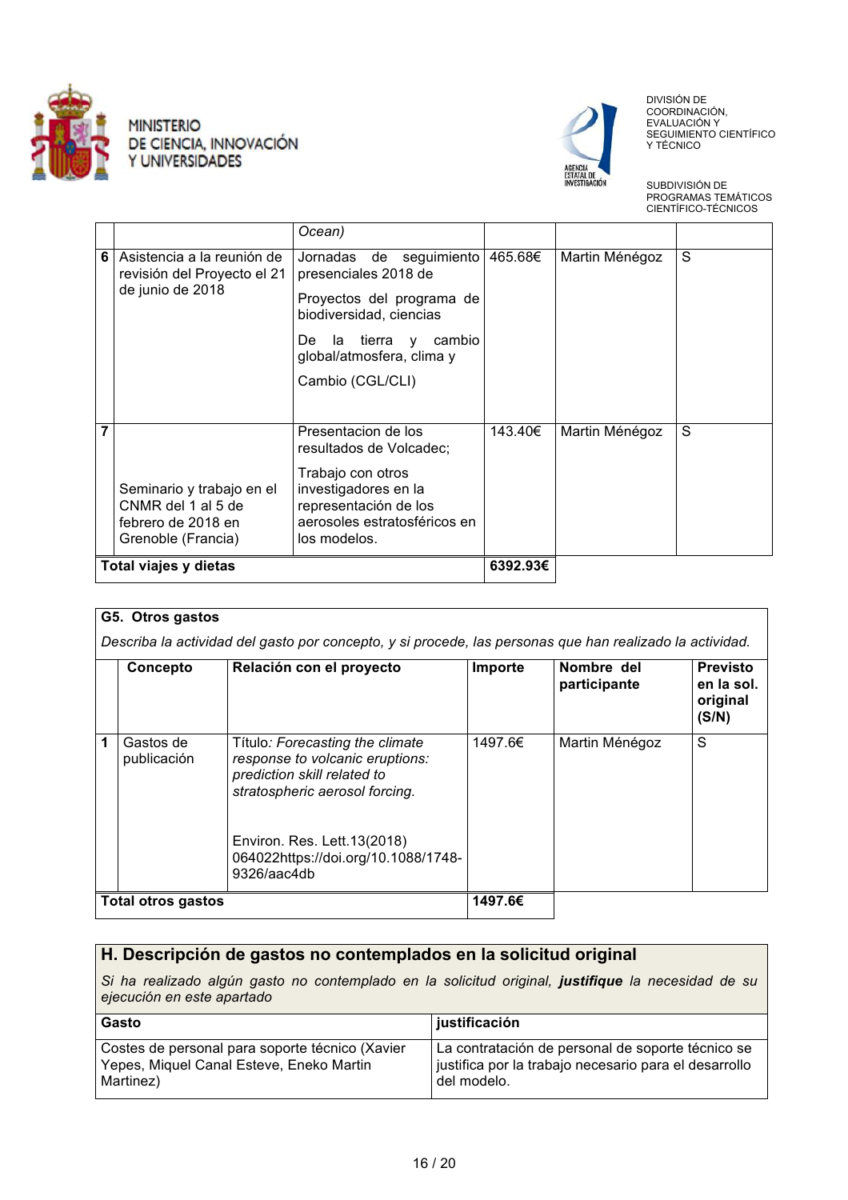| | | | | | |
|---|---|---|---|---|---|
| | | *Ocean)* | | | |
| 6 | Asistencia a la reunión de revisión del Proyecto el 21 de junio de 2018 | Jornadas de seguimiento presenciales 2018 de Proyectos del programa de biodiversidad, ciencias De la tierra y cambio global/atmosfera, clima y Cambio (CGL/CLI) | 465.68€ | Martin Ménégoz | S |
| 7 | Seminario y trabajo en el CNMR del 1 al 5 de febrero de 2018 en Grenoble (Francia) | Presentacion de los resultados de Volcadec; Trabajo con otros investigadores en la representación de los aerosoles estratosféricos en los modelos. | 143.40€ | Martin Ménégoz | S |
| **Total viajes y dietas** | | | **6392.93€** | | |

**G5. Otros gastos**

*Describa la actividad del gasto por concepto, y si procede, las personas que han realizado la actividad.*

| | Concepto | Relación con el proyecto | Importe | Nombre del participante | Previsto en la sol. original (S/N) |
|---|---|---|---|---|---|
| 1 | Gastos de publicación | Título: *Forecasting the climate response to volcanic eruptions: prediction skill related to stratospheric aerosol forcing.* Environ. Res. Lett.13(2018) 064022https://doi.org/10.1088/1748-9326/aac4db | 1497.6€ | Martin Ménégoz | S |
| **Total otros gastos** | | | **1497.6€** | | |

## H. Descripción de gastos no contemplados en la solicitud original

*Si ha realizado algún gasto no contemplado en la solicitud original,* ***justifique*** *la necesidad de su ejecución en este apartado*

| Gasto | justificación |
|---|---|
| Costes de personal para soporte técnico (Xavier Yepes, Miquel Canal Esteve, Eneko Martin Martinez) | La contratación de personal de soporte técnico se justifica por la trabajo necesario para el desarrollo del modelo. |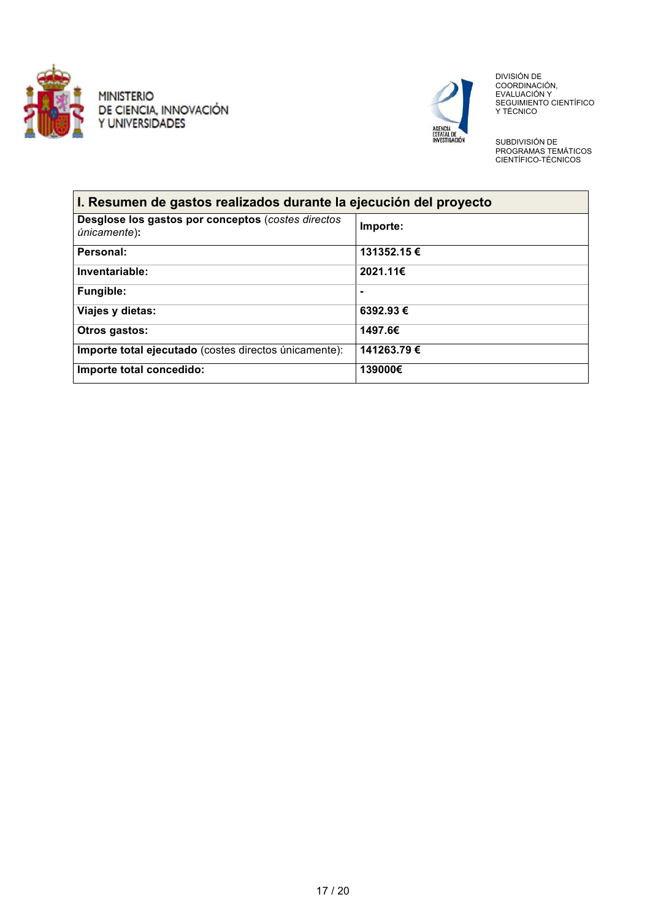| I. Resumen de gastos realizados durante la ejecución del proyecto | |
|---|---|
| **Desglose los gastos por conceptos** (*costes directos únicamente*)**:** | **Importe:** |
| **Personal:** | **131352.15 €** |
| **Inventariable:** | **2021.11€** |
| **Fungible:** | **-** |
| **Viajes y dietas:** | **6392.93 €** |
| **Otros gastos:** | **1497.6€** |
| **Importe total ejecutado** (costes directos únicamente): | **141263.79 €** |
| **Importe total concedido:** | **139000€** |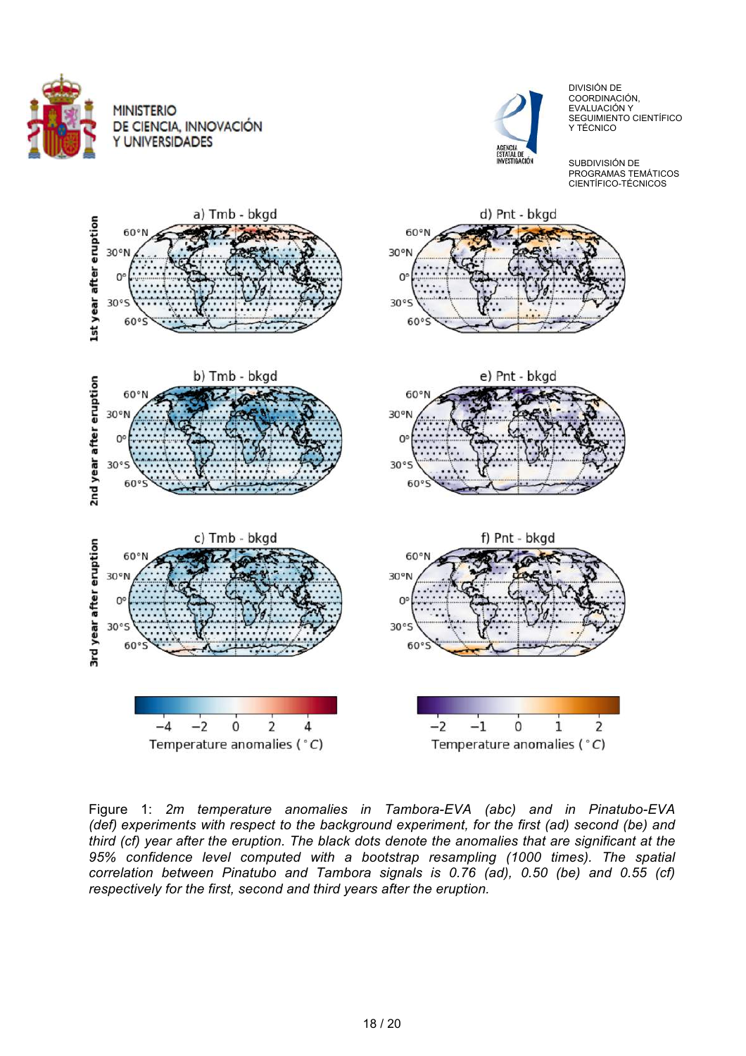Figure 1: *2m temperature anomalies in Tambora-EVA (abc) and in Pinatubo-EVA (def) experiments with respect to the background experiment, for the first (ad) second (be) and third (cf) year after the eruption. The black dots denote the anomalies that are significant at the 95% confidence level computed with a bootstrap resampling (1000 times). The spatial correlation between Pinatubo and Tambora signals is 0.76 (ad), 0.50 (be) and 0.55 (cf) respectively for the first, second and third years after the eruption.*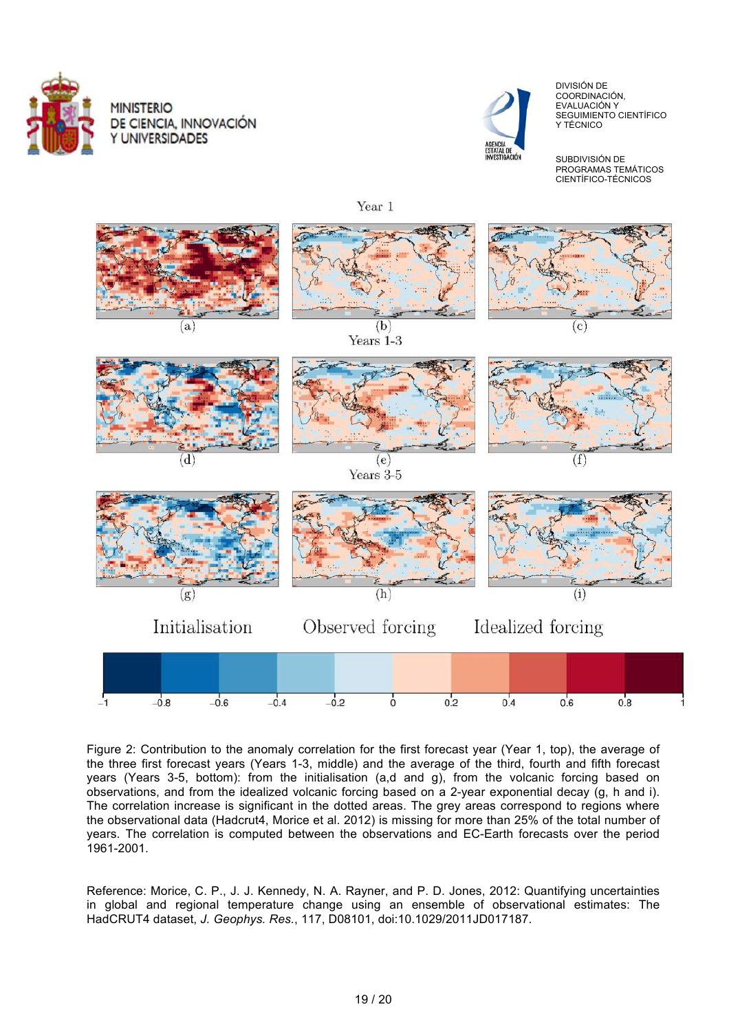Figure 2: Contribution to the anomaly correlation for the first forecast year (Year 1, top), the average of the three first forecast years (Years 1-3, middle) and the average of the third, fourth and fifth forecast years (Years 3-5, bottom): from the initialisation (a,d and g), from the volcanic forcing based on observations, and from the idealized volcanic forcing based on a 2-year exponential decay (g, h and i). The correlation increase is significant in the dotted areas. The grey areas correspond to regions where the observational data (Hadcrut4, Morice et al. 2012) is missing for more than 25% of the total number of years. The correlation is computed between the observations and EC-Earth forecasts over the period 1961-2001.

Reference: Morice, C. P., J. J. Kennedy, N. A. Rayner, and P. D. Jones, 2012: Quantifying uncertainties in global and regional temperature change using an ensemble of observational estimates: The HadCRUT4 dataset, *J. Geophys. Res.*, 117, D08101, doi:10.1029/2011JD017187.